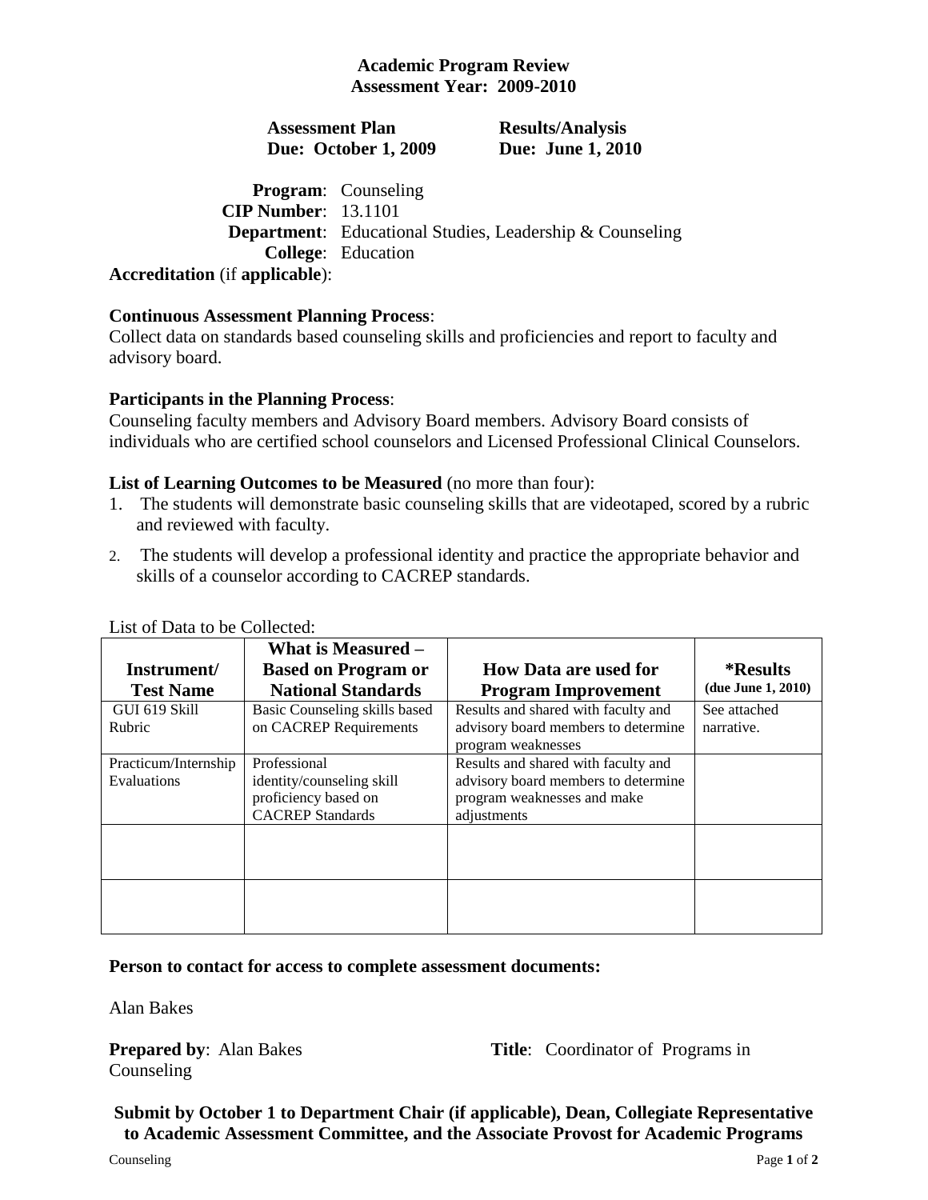# Academic Program Review
## Assessment Year: 2009-2010

**Assessment Plan**
**Due: October 1, 2009**

**Results/Analysis**
**Due: June 1, 2010**

**Program**: Counseling
**CIP Number**: 13.1101
**Department**: Educational Studies, Leadership & Counseling
**College**: Education
**Accreditation** (if **applicable**):

**Continuous Assessment Planning Process**:
Collect data on standards based counseling skills and proficiencies and report to faculty and advisory board.

**Participants in the Planning Process**:
Counseling faculty members and Advisory Board members. Advisory Board consists of individuals who are certified school counselors and Licensed Professional Clinical Counselors.

**List of Learning Outcomes to be Measured** (no more than four):

1. The students will demonstrate basic counseling skills that are videotaped, scored by a rubric and reviewed with faculty.
2. The students will develop a professional identity and practice the appropriate behavior and skills of a counselor according to CACREP standards.

List of Data to be Collected:

| Instrument/ Test Name | What is Measured – Based on Program or National Standards | How Data are used for Program Improvement | *Results (due June 1, 2010) |
|---|---|---|---|
| GUI 619 Skill Rubric | Basic Counseling skills based on CACREP Requirements | Results and shared with faculty and advisory board members to determine program weaknesses | See attached narrative. |
| Practicum/Internship Evaluations | Professional identity/counseling skill proficiency based on CACREP Standards | Results and shared with faculty and advisory board members to determine program weaknesses and make adjustments | |
| | | | |
| | | | |

**Person to contact for access to complete assessment documents:**

Alan Bakes

**Prepared by**: Alan Bakes **Title**: Coordinator of Programs in Counseling

**Submit by October 1 to Department Chair (if applicable), Dean, Collegiate Representative to Academic Assessment Committee, and the Associate Provost for Academic Programs**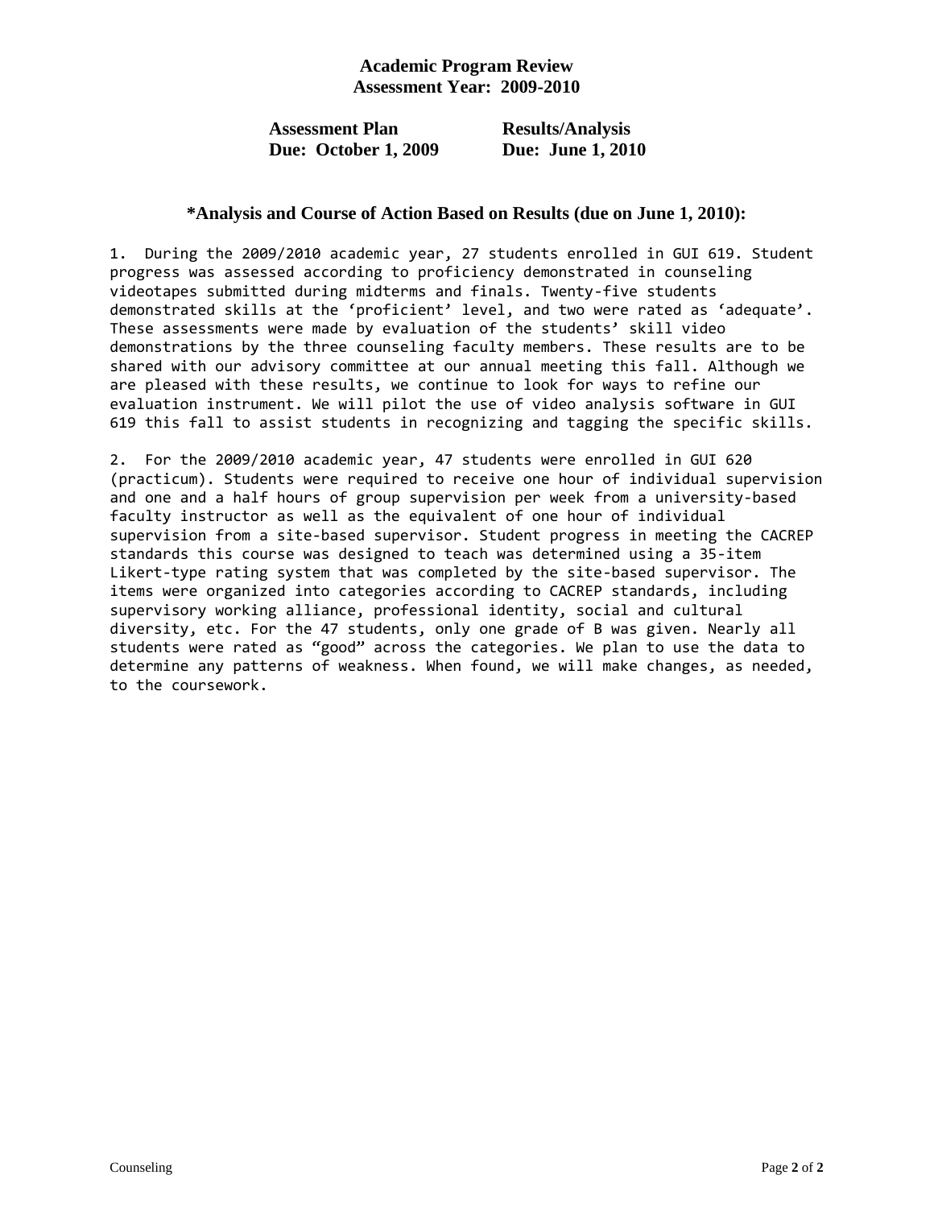**Academic Program Review**
**Assessment Year: 2009-2010**

**Assessment Plan**
**Due: October 1, 2009**

**Results/Analysis**
**Due: June 1, 2010**

### *Analysis and Course of Action Based on Results (due on June 1, 2010):

1. During the 2009/2010 academic year, 27 students enrolled in GUI 619. Student progress was assessed according to proficiency demonstrated in counseling videotapes submitted during midterms and finals. Twenty-five students demonstrated skills at the 'proficient' level, and two were rated as 'adequate'. These assessments were made by evaluation of the students' skill video demonstrations by the three counseling faculty members. These results are to be shared with our advisory committee at our annual meeting this fall. Although we are pleased with these results, we continue to look for ways to refine our evaluation instrument. We will pilot the use of video analysis software in GUI 619 this fall to assist students in recognizing and tagging the specific skills.

2. For the 2009/2010 academic year, 47 students were enrolled in GUI 620 (practicum). Students were required to receive one hour of individual supervision and one and a half hours of group supervision per week from a university-based faculty instructor as well as the equivalent of one hour of individual supervision from a site-based supervisor. Student progress in meeting the CACREP standards this course was designed to teach was determined using a 35-item Likert-type rating system that was completed by the site-based supervisor. The items were organized into categories according to CACREP standards, including supervisory working alliance, professional identity, social and cultural diversity, etc. For the 47 students, only one grade of B was given. Nearly all students were rated as "good" across the categories. We plan to use the data to determine any patterns of weakness. When found, we will make changes, as needed, to the coursework.